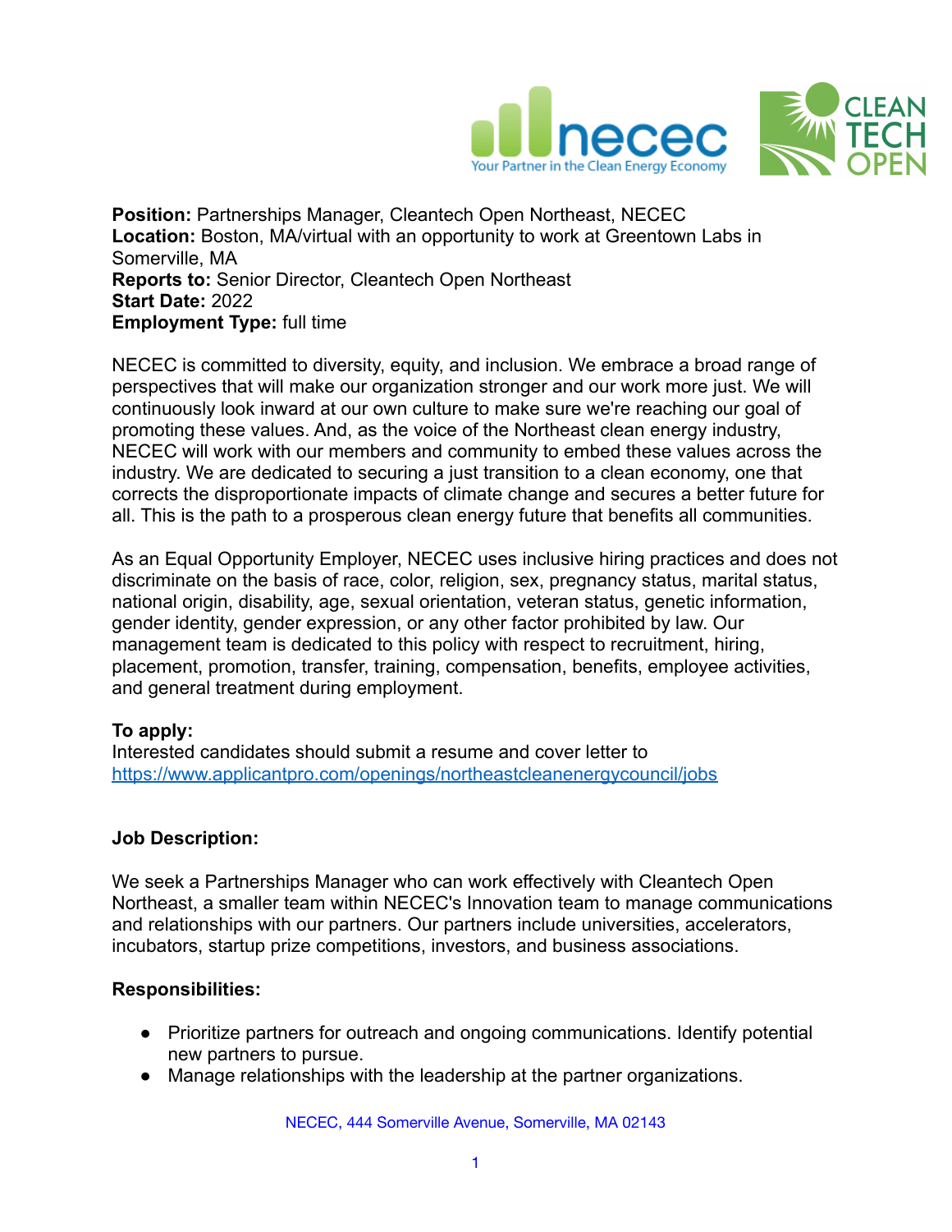**Position:** Partnerships Manager, Cleantech Open Northeast, NECEC
**Location:** Boston, MA/virtual with an opportunity to work at Greentown Labs in Somerville, MA
**Reports to:** Senior Director, Cleantech Open Northeast
**Start Date:** 2022
**Employment Type:** full time

NECEC is committed to diversity, equity, and inclusion. We embrace a broad range of perspectives that will make our organization stronger and our work more just. We will continuously look inward at our own culture to make sure we're reaching our goal of promoting these values. And, as the voice of the Northeast clean energy industry, NECEC will work with our members and community to embed these values across the industry. We are dedicated to securing a just transition to a clean economy, one that corrects the disproportionate impacts of climate change and secures a better future for all. This is the path to a prosperous clean energy future that benefits all communities.

As an Equal Opportunity Employer, NECEC uses inclusive hiring practices and does not discriminate on the basis of race, color, religion, sex, pregnancy status, marital status, national origin, disability, age, sexual orientation, veteran status, genetic information, gender identity, gender expression, or any other factor prohibited by law. Our management team is dedicated to this policy with respect to recruitment, hiring, placement, promotion, transfer, training, compensation, benefits, employee activities, and general treatment during employment.

**To apply:**
Interested candidates should submit a resume and cover letter to https://www.applicantpro.com/openings/northeastcleanenergycouncil/jobs

**Job Description:**

We seek a Partnerships Manager who can work effectively with Cleantech Open Northeast, a smaller team within NECEC's Innovation team to manage communications and relationships with our partners. Our partners include universities, accelerators, incubators, startup prize competitions, investors, and business associations.

**Responsibilities:**

- Prioritize partners for outreach and ongoing communications. Identify potential new partners to pursue.
- Manage relationships with the leadership at the partner organizations.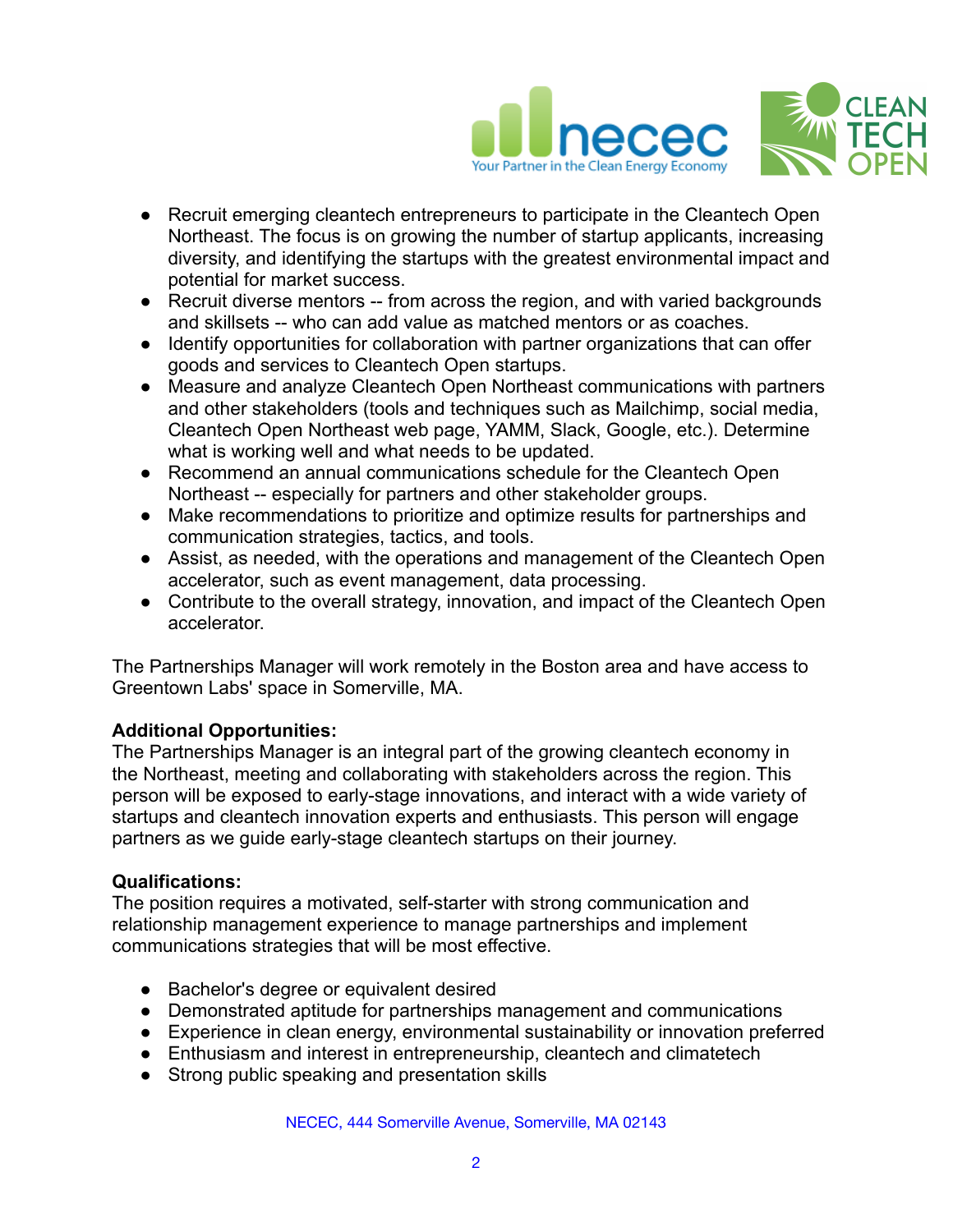- Recruit emerging cleantech entrepreneurs to participate in the Cleantech Open Northeast. The focus is on growing the number of startup applicants, increasing diversity, and identifying the startups with the greatest environmental impact and potential for market success.
- Recruit diverse mentors -- from across the region, and with varied backgrounds and skillsets -- who can add value as matched mentors or as coaches.
- Identify opportunities for collaboration with partner organizations that can offer goods and services to Cleantech Open startups.
- Measure and analyze Cleantech Open Northeast communications with partners and other stakeholders (tools and techniques such as Mailchimp, social media, Cleantech Open Northeast web page, YAMM, Slack, Google, etc.). Determine what is working well and what needs to be updated.
- Recommend an annual communications schedule for the Cleantech Open Northeast -- especially for partners and other stakeholder groups.
- Make recommendations to prioritize and optimize results for partnerships and communication strategies, tactics, and tools.
- Assist, as needed, with the operations and management of the Cleantech Open accelerator, such as event management, data processing.
- Contribute to the overall strategy, innovation, and impact of the Cleantech Open accelerator.

The Partnerships Manager will work remotely in the Boston area and have access to Greentown Labs' space in Somerville, MA.

**Additional Opportunities:**
The Partnerships Manager is an integral part of the growing cleantech economy in the Northeast, meeting and collaborating with stakeholders across the region. This person will be exposed to early-stage innovations, and interact with a wide variety of startups and cleantech innovation experts and enthusiasts. This person will engage partners as we guide early-stage cleantech startups on their journey.

**Qualifications:**
The position requires a motivated, self-starter with strong communication and relationship management experience to manage partnerships and implement communications strategies that will be most effective.

- Bachelor's degree or equivalent desired
- Demonstrated aptitude for partnerships management and communications
- Experience in clean energy, environmental sustainability or innovation preferred
- Enthusiasm and interest in entrepreneurship, cleantech and climatetech
- Strong public speaking and presentation skills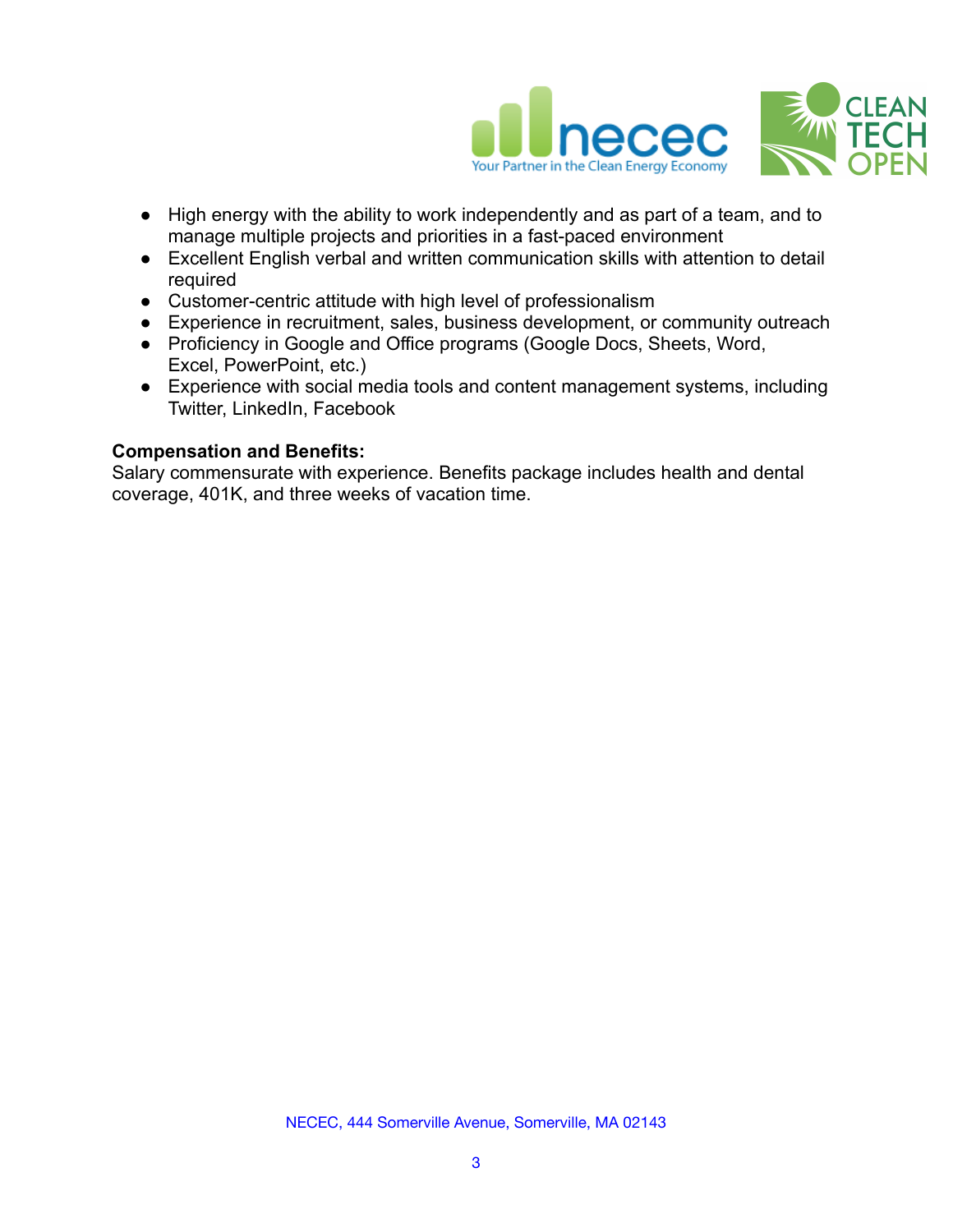- High energy with the ability to work independently and as part of a team, and to manage multiple projects and priorities in a fast-paced environment
- Excellent English verbal and written communication skills with attention to detail required
- Customer-centric attitude with high level of professionalism
- Experience in recruitment, sales, business development, or community outreach
- Proficiency in Google and Office programs (Google Docs, Sheets, Word, Excel, PowerPoint, etc.)
- Experience with social media tools and content management systems, including Twitter, LinkedIn, Facebook

**Compensation and Benefits:**
Salary commensurate with experience. Benefits package includes health and dental coverage, 401K, and three weeks of vacation time.